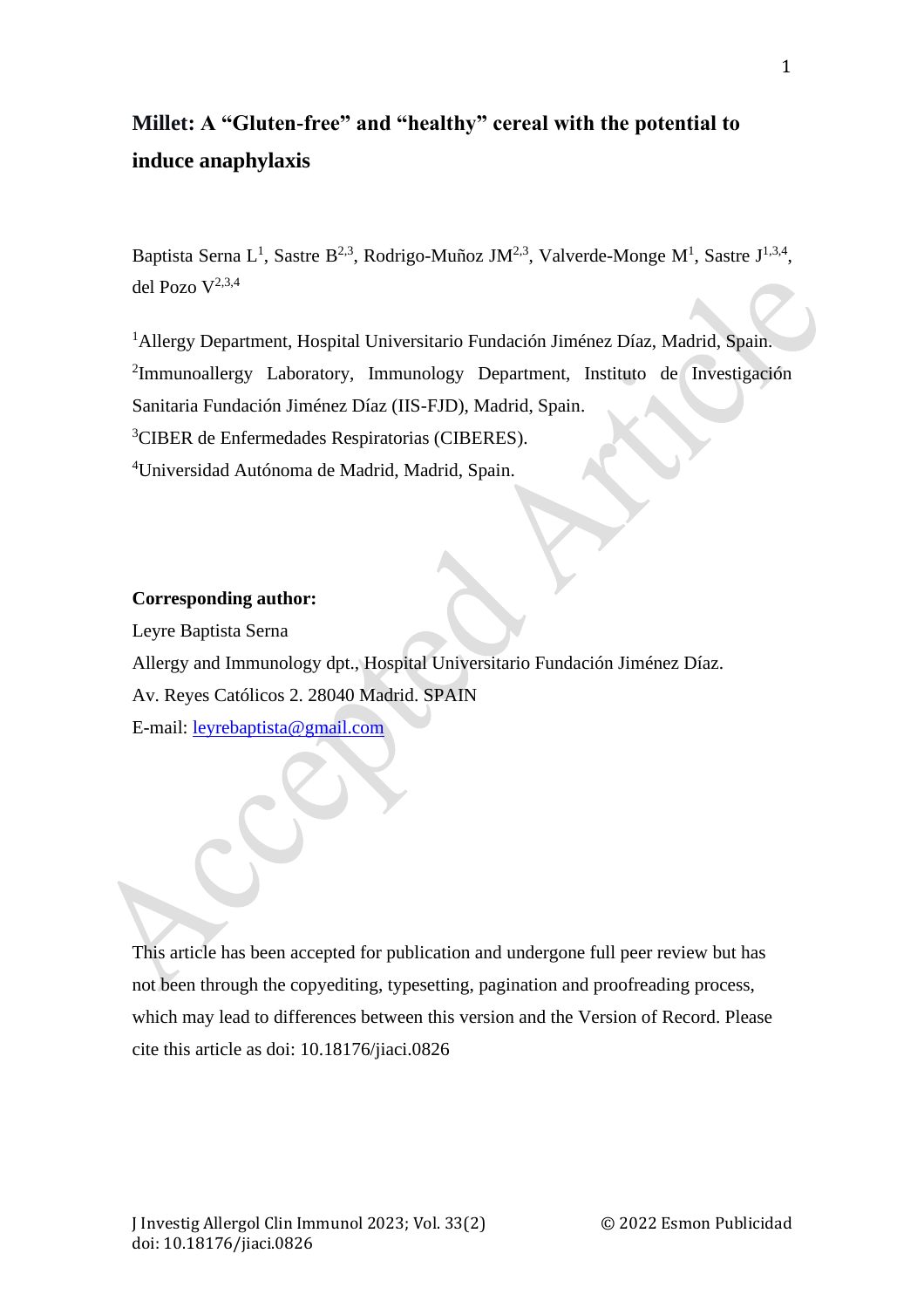# Millet: A "Gluten-free" and "healthy" cereal with the potential to induce anaphylaxis

Baptista Serna L[1], Sastre B[2,3], Rodrigo-Muñoz JM[2,3], Valverde-Monge M[1], Sastre J[1,3,4], del Pozo V[2,3,4]

[1]Allergy Department, Hospital Universitario Fundación Jiménez Díaz, Madrid, Spain.
[2]Immunoallergy Laboratory, Immunology Department, Instituto de Investigación Sanitaria Fundación Jiménez Díaz (IIS-FJD), Madrid, Spain.
[3]CIBER de Enfermedades Respiratorias (CIBERES).
[4]Universidad Autónoma de Madrid, Madrid, Spain.

**Corresponding author:**
Leyre Baptista Serna
Allergy and Immunology dpt., Hospital Universitario Fundación Jiménez Díaz.
Av. Reyes Católicos 2. 28040 Madrid. SPAIN
E-mail: leyrebaptista@gmail.com

This article has been accepted for publication and undergone full peer review but has not been through the copyediting, typesetting, pagination and proofreading process, which may lead to differences between this version and the Version of Record. Please cite this article as doi: 10.18176/jiaci.0826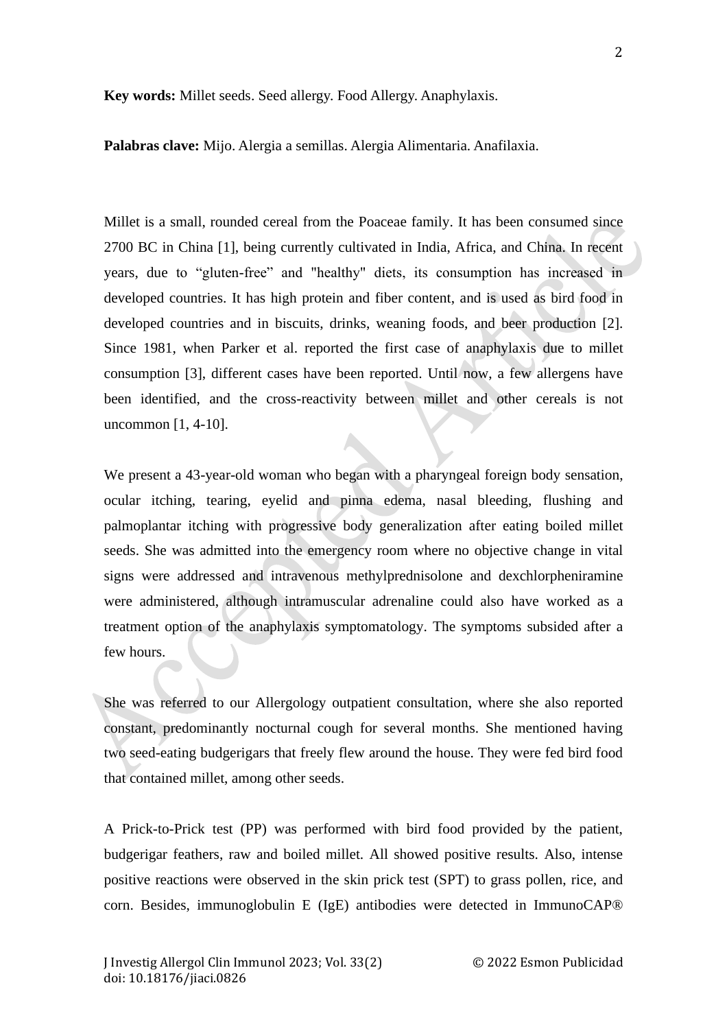**Key words:** Millet seeds. Seed allergy. Food Allergy. Anaphylaxis.

**Palabras clave:** Mijo. Alergia a semillas. Alergia Alimentaria. Anafilaxia.

Millet is a small, rounded cereal from the Poaceae family. It has been consumed since 2700 BC in China [1], being currently cultivated in India, Africa, and China. In recent years, due to "gluten-free" and "healthy" diets, its consumption has increased in developed countries. It has high protein and fiber content, and is used as bird food in developed countries and in biscuits, drinks, weaning foods, and beer production [2]. Since 1981, when Parker et al. reported the first case of anaphylaxis due to millet consumption [3], different cases have been reported. Until now, a few allergens have been identified, and the cross-reactivity between millet and other cereals is not uncommon [1, 4-10].

We present a 43-year-old woman who began with a pharyngeal foreign body sensation, ocular itching, tearing, eyelid and pinna edema, nasal bleeding, flushing and palmoplantar itching with progressive body generalization after eating boiled millet seeds. She was admitted into the emergency room where no objective change in vital signs were addressed and intravenous methylprednisolone and dexchlorpheniramine were administered, although intramuscular adrenaline could also have worked as a treatment option of the anaphylaxis symptomatology. The symptoms subsided after a few hours.

She was referred to our Allergology outpatient consultation, where she also reported constant, predominantly nocturnal cough for several months. She mentioned having two seed-eating budgerigars that freely flew around the house. They were fed bird food that contained millet, among other seeds.

A Prick-to-Prick test (PP) was performed with bird food provided by the patient, budgerigar feathers, raw and boiled millet. All showed positive results. Also, intense positive reactions were observed in the skin prick test (SPT) to grass pollen, rice, and corn. Besides, immunoglobulin E (IgE) antibodies were detected in ImmunoCAP®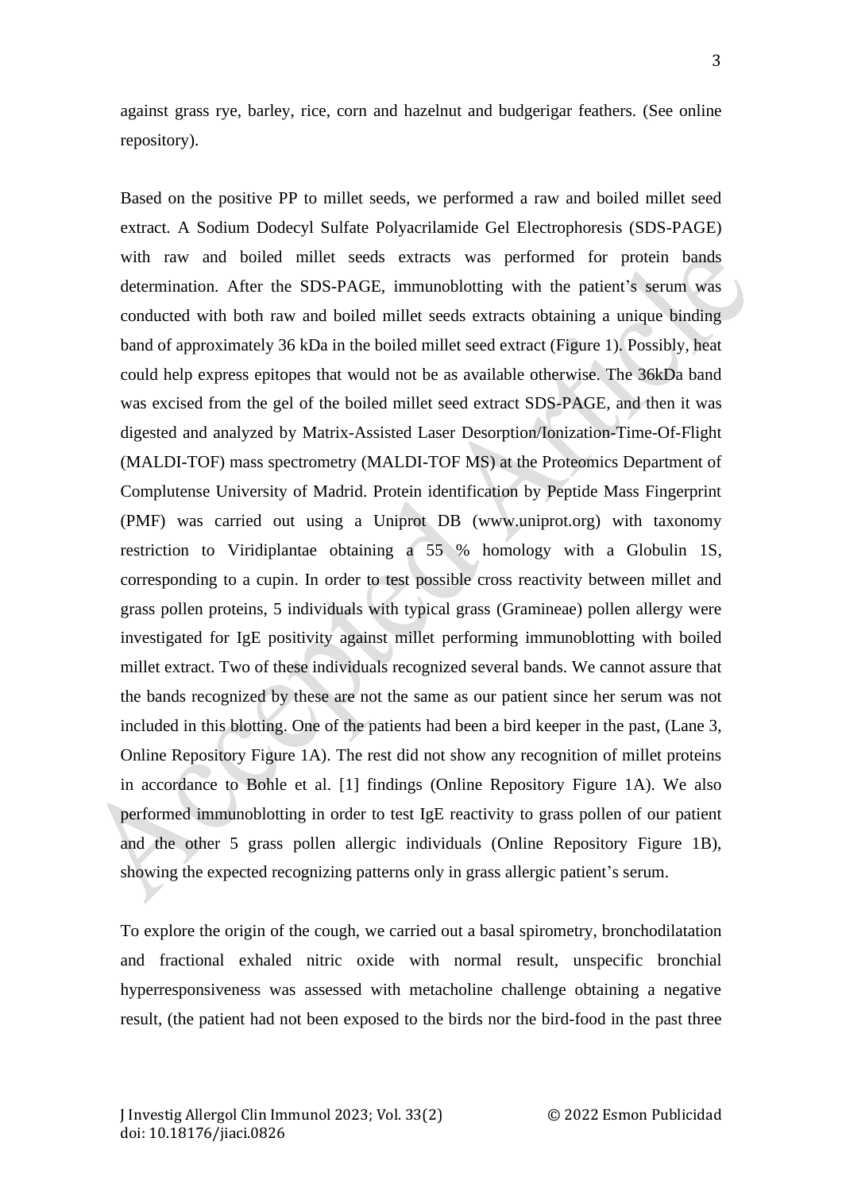against grass rye, barley, rice, corn and hazelnut and budgerigar feathers. (See online repository).

Based on the positive PP to millet seeds, we performed a raw and boiled millet seed extract. A Sodium Dodecyl Sulfate Polyacrilamide Gel Electrophoresis (SDS-PAGE) with raw and boiled millet seeds extracts was performed for protein bands determination. After the SDS-PAGE, immunoblotting with the patient's serum was conducted with both raw and boiled millet seeds extracts obtaining a unique binding band of approximately 36 kDa in the boiled millet seed extract (Figure 1). Possibly, heat could help express epitopes that would not be as available otherwise. The 36kDa band was excised from the gel of the boiled millet seed extract SDS-PAGE, and then it was digested and analyzed by Matrix-Assisted Laser Desorption/Ionization-Time-Of-Flight (MALDI-TOF) mass spectrometry (MALDI-TOF MS) at the Proteomics Department of Complutense University of Madrid. Protein identification by Peptide Mass Fingerprint (PMF) was carried out using a Uniprot DB (www.uniprot.org) with taxonomy restriction to Viridiplantae obtaining a 55 % homology with a Globulin 1S, corresponding to a cupin. In order to test possible cross reactivity between millet and grass pollen proteins, 5 individuals with typical grass (Gramineae) pollen allergy were investigated for IgE positivity against millet performing immunoblotting with boiled millet extract. Two of these individuals recognized several bands. We cannot assure that the bands recognized by these are not the same as our patient since her serum was not included in this blotting. One of the patients had been a bird keeper in the past, (Lane 3, Online Repository Figure 1A). The rest did not show any recognition of millet proteins in accordance to Bohle et al. [1] findings (Online Repository Figure 1A). We also performed immunoblotting in order to test IgE reactivity to grass pollen of our patient and the other 5 grass pollen allergic individuals (Online Repository Figure 1B), showing the expected recognizing patterns only in grass allergic patient's serum.

To explore the origin of the cough, we carried out a basal spirometry, bronchodilatation and fractional exhaled nitric oxide with normal result, unspecific bronchial hyperresponsiveness was assessed with metacholine challenge obtaining a negative result, (the patient had not been exposed to the birds nor the bird-food in the past three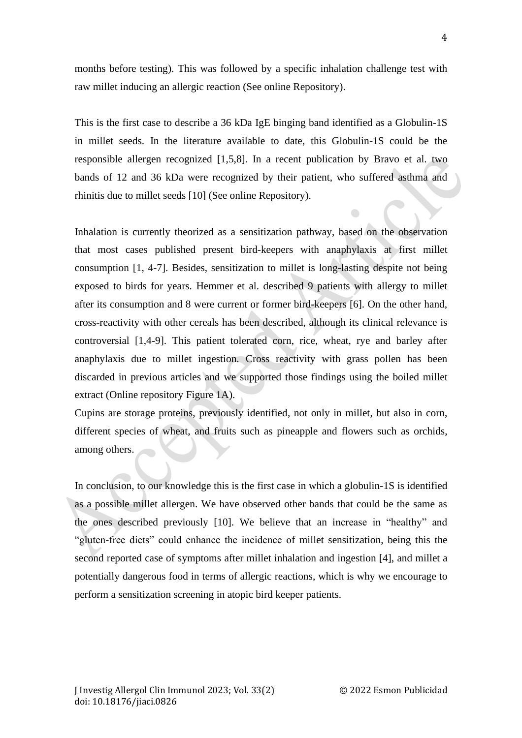months before testing). This was followed by a specific inhalation challenge test with raw millet inducing an allergic reaction (See online Repository).

This is the first case to describe a 36 kDa IgE binging band identified as a Globulin-1S in millet seeds. In the literature available to date, this Globulin-1S could be the responsible allergen recognized [1,5,8]. In a recent publication by Bravo et al. two bands of 12 and 36 kDa were recognized by their patient, who suffered asthma and rhinitis due to millet seeds [10] (See online Repository).

Inhalation is currently theorized as a sensitization pathway, based on the observation that most cases published present bird-keepers with anaphylaxis at first millet consumption [1, 4-7]. Besides, sensitization to millet is long-lasting despite not being exposed to birds for years. Hemmer et al. described 9 patients with allergy to millet after its consumption and 8 were current or former bird-keepers [6]. On the other hand, cross-reactivity with other cereals has been described, although its clinical relevance is controversial [1,4-9]. This patient tolerated corn, rice, wheat, rye and barley after anaphylaxis due to millet ingestion. Cross reactivity with grass pollen has been discarded in previous articles and we supported those findings using the boiled millet extract (Online repository Figure 1A).

Cupins are storage proteins, previously identified, not only in millet, but also in corn, different species of wheat, and fruits such as pineapple and flowers such as orchids, among others.

In conclusion, to our knowledge this is the first case in which a globulin-1S is identified as a possible millet allergen. We have observed other bands that could be the same as the ones described previously [10]. We believe that an increase in "healthy" and "gluten-free diets" could enhance the incidence of millet sensitization, being this the second reported case of symptoms after millet inhalation and ingestion [4], and millet a potentially dangerous food in terms of allergic reactions, which is why we encourage to perform a sensitization screening in atopic bird keeper patients.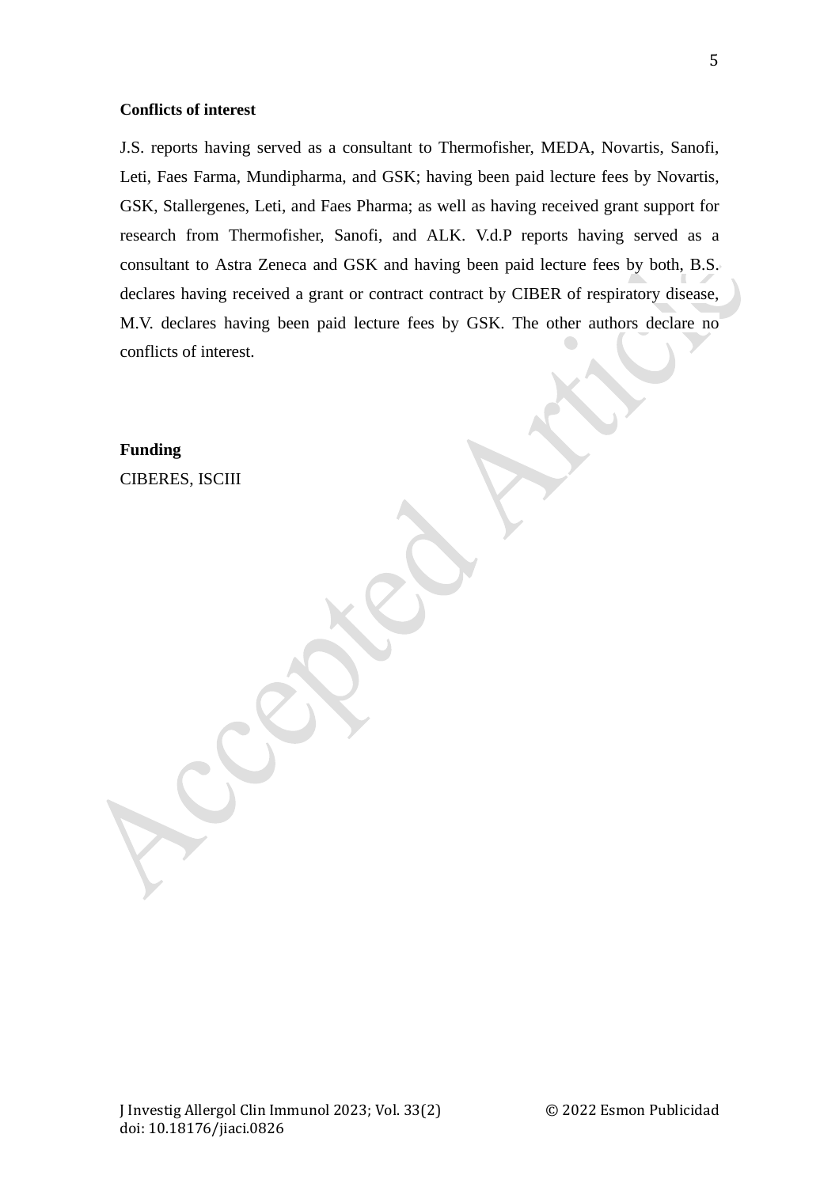**Conflicts of interest**

J.S. reports having served as a consultant to Thermofisher, MEDA, Novartis, Sanofi, Leti, Faes Farma, Mundipharma, and GSK; having been paid lecture fees by Novartis, GSK, Stallergenes, Leti, and Faes Pharma; as well as having received grant support for research from Thermofisher, Sanofi, and ALK. V.d.P reports having served as a consultant to Astra Zeneca and GSK and having been paid lecture fees by both, B.S. declares having received a grant or contract contract by CIBER of respiratory disease, M.V. declares having been paid lecture fees by GSK. The other authors declare no conflicts of interest.

**Funding**

CIBERES, ISCIII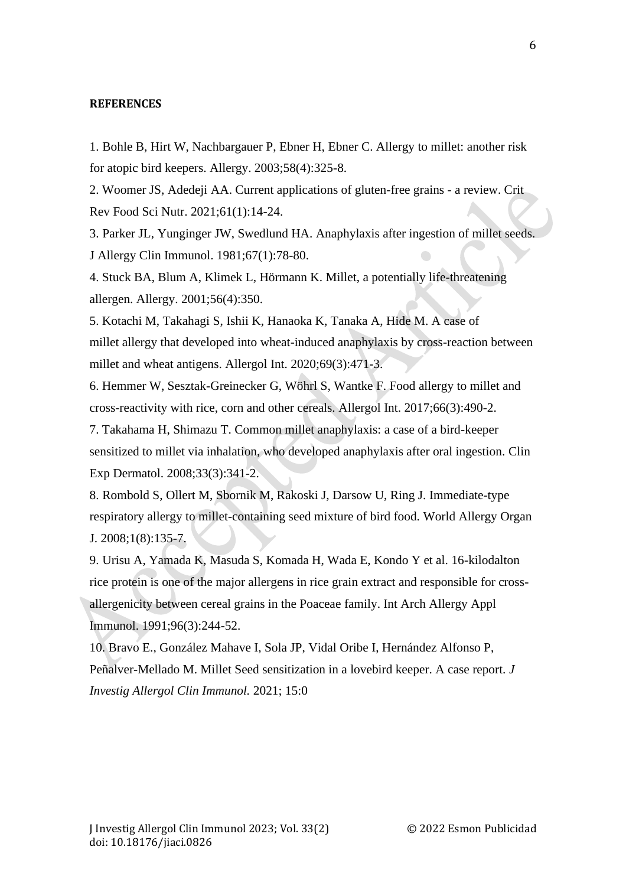**REFERENCES**

1. Bohle B, Hirt W, Nachbargauer P, Ebner H, Ebner C. Allergy to millet: another risk for atopic bird keepers. Allergy. 2003;58(4):325-8.
2. Woomer JS, Adedeji AA. Current applications of gluten-free grains - a review. Crit Rev Food Sci Nutr. 2021;61(1):14-24.
3. Parker JL, Yunginger JW, Swedlund HA. Anaphylaxis after ingestion of millet seeds. J Allergy Clin Immunol. 1981;67(1):78-80.
4. Stuck BA, Blum A, Klimek L, Hörmann K. Millet, a potentially life-threatening allergen. Allergy. 2001;56(4):350.
5. Kotachi M, Takahagi S, Ishii K, Hanaoka K, Tanaka A, Hide M. A case of millet allergy that developed into wheat-induced anaphylaxis by cross-reaction between millet and wheat antigens. Allergol Int. 2020;69(3):471-3.
6. Hemmer W, Sesztak-Greinecker G, Wöhrl S, Wantke F. Food allergy to millet and cross-reactivity with rice, corn and other cereals. Allergol Int. 2017;66(3):490-2.
7. Takahama H, Shimazu T. Common millet anaphylaxis: a case of a bird-keeper sensitized to millet via inhalation, who developed anaphylaxis after oral ingestion. Clin Exp Dermatol. 2008;33(3):341-2.
8. Rombold S, Ollert M, Sbornik M, Rakoski J, Darsow U, Ring J. Immediate-type respiratory allergy to millet-containing seed mixture of bird food. World Allergy Organ J. 2008;1(8):135-7.
9. Urisu A, Yamada K, Masuda S, Komada H, Wada E, Kondo Y et al. 16-kilodalton rice protein is one of the major allergens in rice grain extract and responsible for cross-allergenicity between cereal grains in the Poaceae family. Int Arch Allergy Appl Immunol. 1991;96(3):244-52.
10. Bravo E., González Mahave I, Sola JP, Vidal Oribe I, Hernández Alfonso P, Peñalver-Mellado M. Millet Seed sensitization in a lovebird keeper. A case report. *J Investig Allergol Clin Immunol.* 2021; 15:0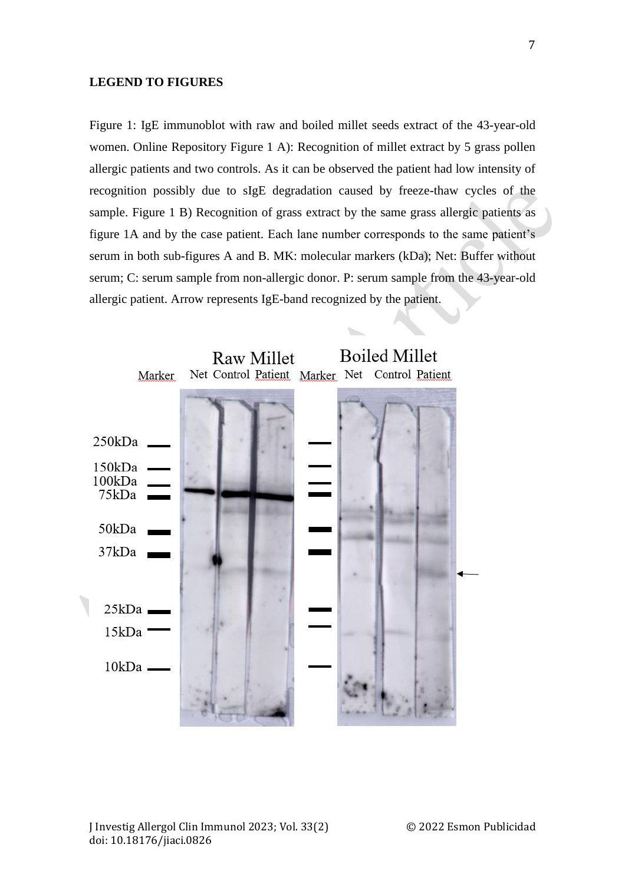**LEGEND TO FIGURES**

Figure 1: IgE immunoblot with raw and boiled millet seeds extract of the 43-year-old women. Online Repository Figure 1 A): Recognition of millet extract by 5 grass pollen allergic patients and two controls. As it can be observed the patient had low intensity of recognition possibly due to sIgE degradation caused by freeze-thaw cycles of the sample. Figure 1 B) Recognition of grass extract by the same grass allergic patients as figure 1A and by the case patient. Each lane number corresponds to the same patient's serum in both sub-figures A and B. MK: molecular markers (kDa); Net: Buffer without serum; C: serum sample from non-allergic donor. P: serum sample from the 43-year-old allergic patient. Arrow represents IgE-band recognized by the patient.

Raw Millet

Marker Net Control Patient

Boiled Millet

Marker Net Control Patient

250kDa

150kDa

100kDa

75kDa

50kDa

37kDa

25kDa

15kDa

10kDa